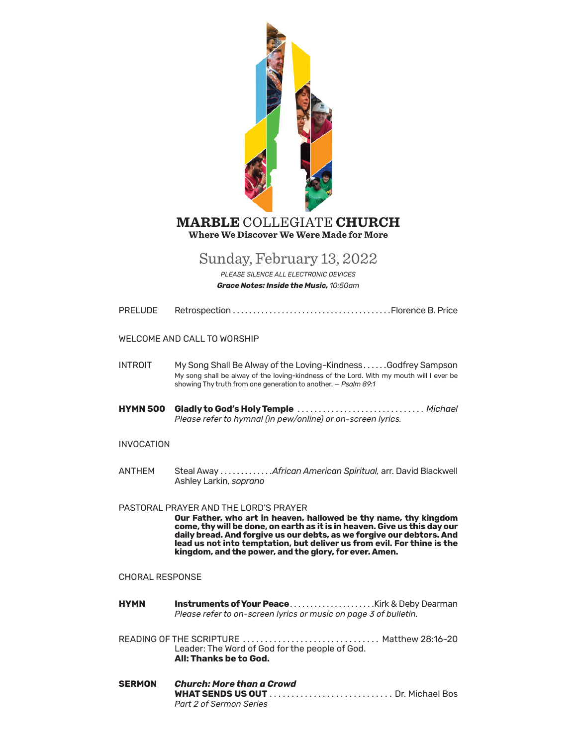# **MARBLE** COLLEGIATE **CHURCH**

**Where We Discover We Were Made for More**

## Sunday, February 13, 2022

*PLEASE SILENCE ALL ELECTRONIC DEVICES*

***Grace Notes: Inside the Music,*** *10:50am*

PRELUDE Retrospection . . . . . . . . . . . . . . . . . . . . . . . . . . . . . . . . . . . . . .Florence B. Price

WELCOME AND CALL TO WORSHIP

INTROIT My Song Shall Be Alway of the Loving-Kindness . . . . . .Godfrey Sampson

My song shall be alway of the loving-kindness of the Lord. With my mouth will I ever be showing Thy truth from one generation to another. – *Psalm 89:1*

**HYMN 500** **Gladly to God's Holy Temple** . . . . . . . . . . . . . . . . . . . . . . . . . . . . . . *Michael*

*Please refer to hymnal (in pew/online) or on-screen lyrics.*

INVOCATION

ANTHEM Steal Away . . . . . . . . . . . . .*African American Spiritual,* arr. David Blackwell

Ashley Larkin, *soprano*

PASTORAL PRAYER AND THE LORD'S PRAYER

**Our Father, who art in heaven, hallowed be thy name, thy kingdom come, thy will be done, on earth as it is in heaven. Give us this day our daily bread. And forgive us our debts, as we forgive our debtors. And lead us not into temptation, but deliver us from evil. For thine is the kingdom, and the power, and the glory, for ever. Amen.**

CHORAL RESPONSE

**HYMN** **Instruments of Your Peace**. . . . . . . . . . . . . . . . . . . . .Kirk & Deby Dearman

*Please refer to on-screen lyrics or music on page 3 of bulletin.*

READING OF THE SCRIPTURE . . . . . . . . . . . . . . . . . . . . . . . . . . . . . . . Matthew 28:16-20

Leader: The Word of God for the people of God.

**All: Thanks be to God.**

**SERMON** ***Church: More than a Crowd***

**WHAT SENDS US OUT** . . . . . . . . . . . . . . . . . . . . . . . . . . . . Dr. Michael Bos

*Part 2 of Sermon Series*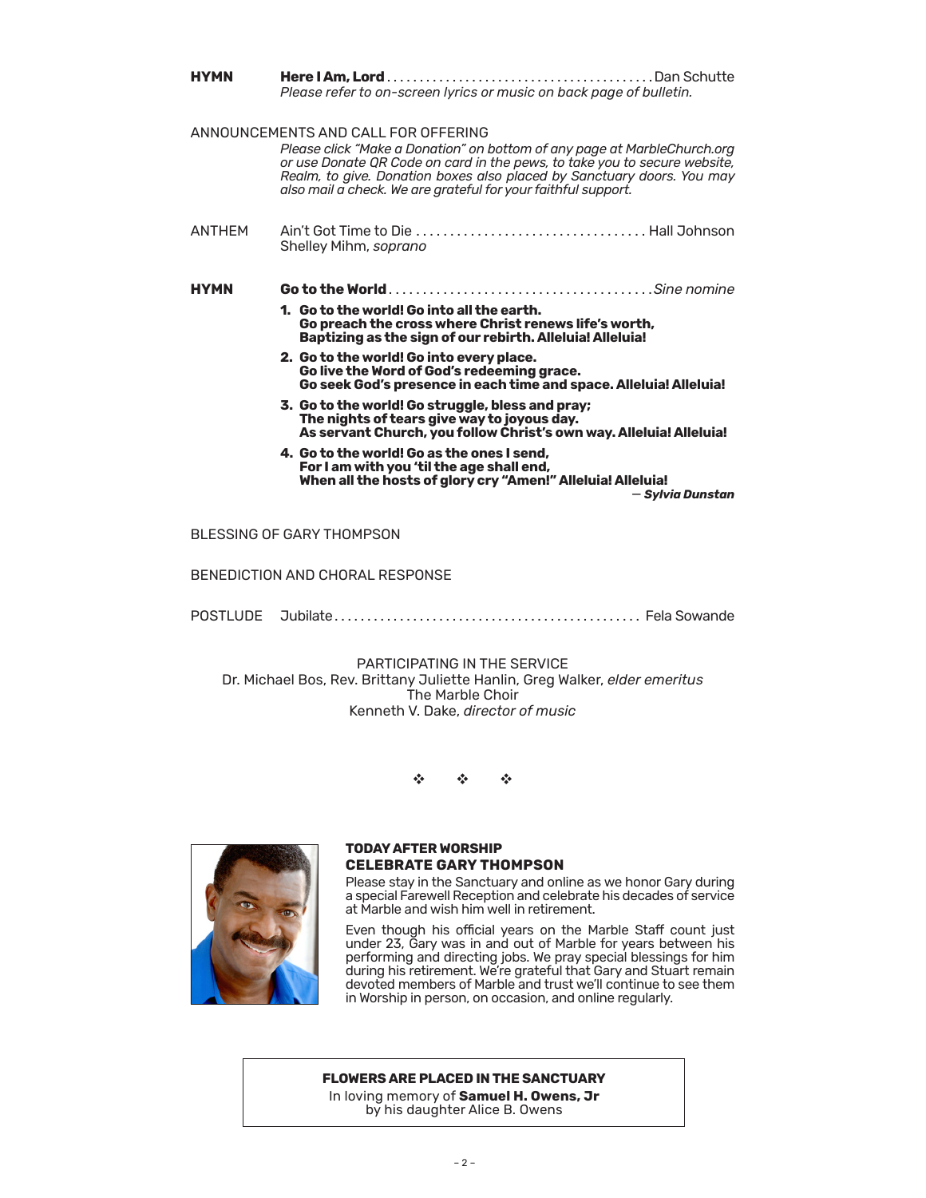**HYMN** **Here I Am, Lord** . . . . . . . . . . Dan Schutte
*Please refer to on-screen lyrics or music on back page of bulletin.*

ANNOUNCEMENTS AND CALL FOR OFFERING
*Please click "Make a Donation" on bottom of any page at MarbleChurch.org or use Donate QR Code on card in the pews, to take you to secure website, Realm, to give. Donation boxes also placed by Sanctuary doors. You may also mail a check. We are grateful for your faithful support.*

ANTHEM Ain't Got Time to Die . . . . . . . . . . Hall Johnson
Shelley Mihm, *soprano*

**HYMN** **Go to the World** . . . . . . . . . . *Sine nomine*

1. **Go to the world! Go into all the earth.**
   **Go preach the cross where Christ renews life's worth,**
   **Baptizing as the sign of our rebirth. Alleluia! Alleluia!**
2. **Go to the world! Go into every place.**
   **Go live the Word of God's redeeming grace.**
   **Go seek God's presence in each time and space. Alleluia! Alleluia!**
3. **Go to the world! Go struggle, bless and pray;**
   **The nights of tears give way to joyous day.**
   **As servant Church, you follow Christ's own way. Alleluia! Alleluia!**
4. **Go to the world! Go as the ones I send,**
   **For I am with you 'til the age shall end,**
   **When all the hosts of glory cry "Amen!" Alleluia! Alleluia!**

— ***Sylvia Dunstan***

BLESSING OF GARY THOMPSON

BENEDICTION AND CHORAL RESPONSE

POSTLUDE Jubilate . . . . . . . . . . Fela Sowande

PARTICIPATING IN THE SERVICE
Dr. Michael Bos, Rev. Brittany Juliette Hanlin, Greg Walker, *elder emeritus*
The Marble Choir
Kenneth V. Dake, *director of music*

❖ ❖ ❖

**TODAY AFTER WORSHIP**
**CELEBRATE GARY THOMPSON**

Please stay in the Sanctuary and online as we honor Gary during a special Farewell Reception and celebrate his decades of service at Marble and wish him well in retirement.

Even though his official years on the Marble Staff count just under 23, Gary was in and out of Marble for years between his performing and directing jobs. We pray special blessings for him during his retirement. We're grateful that Gary and Stuart remain devoted members of Marble and trust we'll continue to see them in Worship in person, on occasion, and online regularly.

**FLOWERS ARE PLACED IN THE SANCTUARY**
In loving memory of **Samuel H. Owens, Jr**
by his daughter Alice B. Owens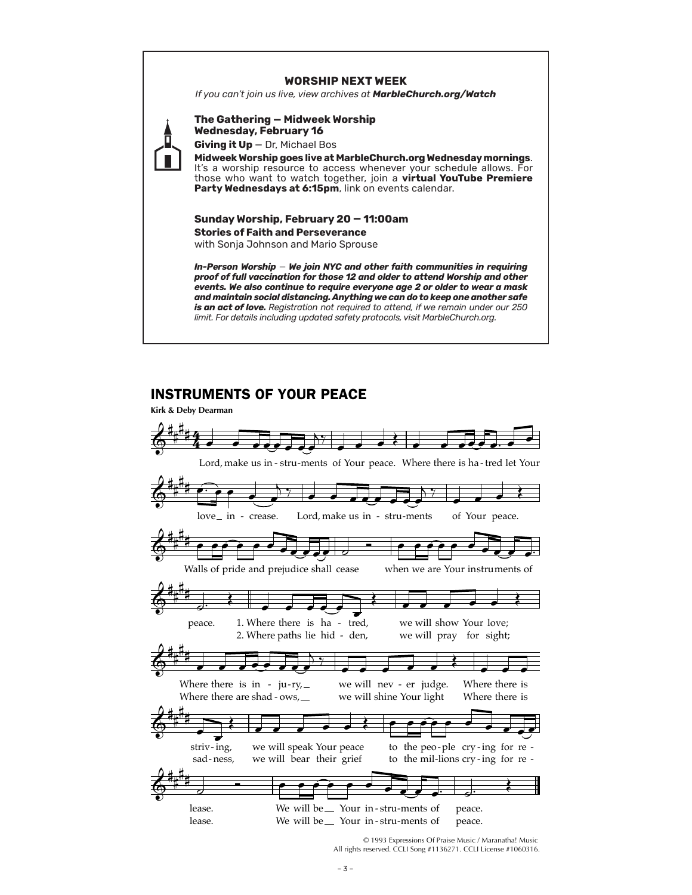## WORSHIP NEXT WEEK

*If you can't join us live, view archives at **MarbleChurch.org/Watch***

**The Gathering — Midweek Worship**
**Wednesday, February 16**

**Giving it Up** — Dr. Michael Bos

**Midweek Worship goes live at MarbleChurch.org Wednesday mornings**. It's a worship resource to access whenever your schedule allows. For those who want to watch together, join a **virtual YouTube Premiere Party Wednesdays at 6:15pm**, link on events calendar.

**Sunday Worship, February 20 — 11:00am**
**Stories of Faith and Perseverance**
with Sonja Johnson and Mario Sprouse

***In-Person Worship** — **We join NYC and other faith communities in requiring proof of full vaccination for those 12 and older to attend Worship and other events. We also continue to require everyone age 2 or older to wear a mask and maintain social distancing. Anything we can do to keep one another safe is an act of love.** Registration not required to attend, if we remain under our 250 limit. For details including updated safety protocols, visit MarbleChurch.org.*

# INSTRUMENTS OF YOUR PEACE

**Kirk & Deby Dearman**

Lord, make us in - stru-ments of Your peace. Where there is ha - tred let Your love_ in - crease. Lord, make us in - stru-ments of Your peace.

Walls of pride and prejudice shall cease when we are Your instruments of peace.

1. Where there is ha - tred, we will show Your love; Where there is in - ju-ry,_ we will nev - er judge. Where there is striv - ing, we will speak Your peace to the peo-ple cry - ing for re - lease. We will be_ Your in - stru-ments of peace.

2. Where paths lie hid - den, we will pray for sight; Where there are shad - ows,_ we will shine Your light Where there is sad - ness, we will bear their grief to the mil-lions cry - ing for re - lease. We will be_ Your in - stru-ments of peace.

© 1993 Expressions Of Praise Music / Maranatha! Music
All rights reserved. CCLI Song #1136271. CCLI License #1060316.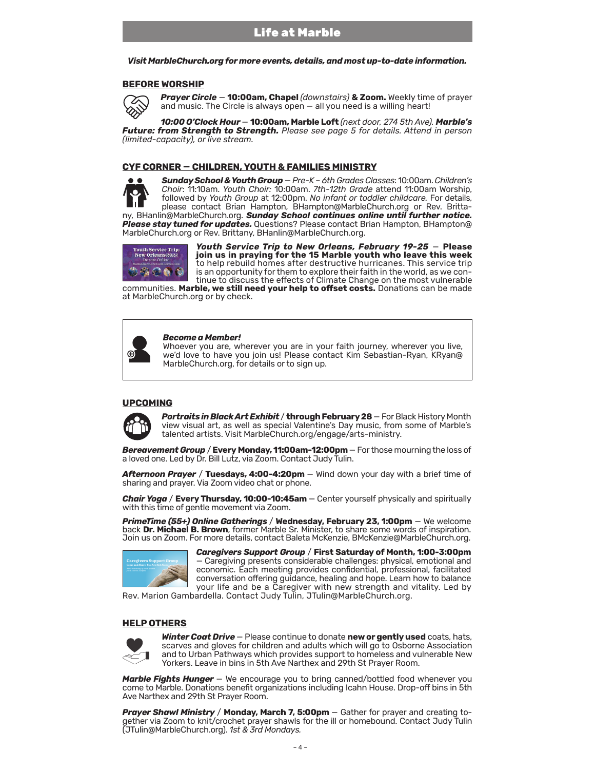# Life at Marble

***Visit MarbleChurch.org for more events, details, and most up-to-date information.***

## BEFORE WORSHIP

***Prayer Circle*** — **10:00am, Chapel** *(downstairs)* **& Zoom.** Weekly time of prayer and music. The Circle is always open — all you need is a willing heart!

***10:00 O'Clock Hour*** — **10:00am, Marble Loft** *(next door, 274 5th Ave).* ***Marble's Future: from Strength to Strength.*** *Please see page 5 for details. Attend in person (limited-capacity), or live stream.*

## CYF CORNER — CHILDREN, YOUTH & FAMILIES MINISTRY

***Sunday School & Youth Group*** — *Pre-K – 6th Grades Classes*: 10:00am. *Children's Choir*: 11:10am. *Youth Choir:* 10:00am. *7th-12th Grade* attend 11:00am Worship, followed by *Youth Group* at 12:00pm. *No infant or toddler childcare.* For details, please contact Brian Hampton, BHampton@MarbleChurch.org or Rev. Brittany, BHanlin@MarbleChurch.org. ***Sunday School continues online until further notice. Please stay tuned for updates.*** Questions? Please contact Brian Hampton, BHampton@MarbleChurch.org or Rev. Brittany, BHanlin@MarbleChurch.org.

***Youth Service Trip to New Orleans, February 19-25*** — **Please join us in praying for the 15 Marble youth who leave this week** to help rebuild homes after destructive hurricanes. This service trip is an opportunity for them to explore their faith in the world, as we continue to discuss the effects of Climate Change on the most vulnerable communities. **Marble, we still need your help to offset costs.** Donations can be made at MarbleChurch.org or by check.

***Become a Member!***
Whoever you are, wherever you are in your faith journey, wherever you live, we'd love to have you join us! Please contact Kim Sebastian-Ryan, KRyan@MarbleChurch.org, for details or to sign up.

## UPCOMING

***Portraits in Black Art Exhibit*** / **through February 28** — For Black History Month view visual art, as well as special Valentine's Day music, from some of Marble's talented artists. Visit MarbleChurch.org/engage/arts-ministry.

***Bereavement Group*** / **Every Monday, 11:00am-12:00pm** — For those mourning the loss of a loved one. Led by Dr. Bill Lutz, via Zoom. Contact Judy Tulin.

***Afternoon Prayer*** / **Tuesdays, 4:00-4:20pm** — Wind down your day with a brief time of sharing and prayer. Via Zoom video chat or phone.

***Chair Yoga*** / **Every Thursday, 10:00-10:45am** — Center yourself physically and spiritually with this time of gentle movement via Zoom.

***PrimeTime (55+) Online Gatherings*** / **Wednesday, February 23, 1:00pm** — We welcome back **Dr. Michael B. Brown**, former Marble Sr. Minister, to share some words of inspiration. Join us on Zoom. For more details, contact Baleta McKenzie, BMcKenzie@MarbleChurch.org.

***Caregivers Support Group*** / **First Saturday of Month, 1:00-3:00pm** — Caregiving presents considerable challenges: physical, emotional and economic. Each meeting provides confidential, professional, facilitated conversation offering guidance, healing and hope. Learn how to balance your life and be a Caregiver with new strength and vitality. Led by Rev. Marion Gambardella. Contact Judy Tulin, JTulin@MarbleChurch.org.

## HELP OTHERS

***Winter Coat Drive*** — Please continue to donate **new or gently used** coats, hats, scarves and gloves for children and adults which will go to Osborne Association and to Urban Pathways which provides support to homeless and vulnerable New Yorkers. Leave in bins in 5th Ave Narthex and 29th St Prayer Room.

***Marble Fights Hunger*** — We encourage you to bring canned/bottled food whenever you come to Marble. Donations benefit organizations including Icahn House. Drop-off bins in 5th Ave Narthex and 29th St Prayer Room.

***Prayer Shawl Ministry*** / **Monday, March 7, 5:00pm** — Gather for prayer and creating together via Zoom to knit/crochet prayer shawls for the ill or homebound. Contact Judy Tulin (JTulin@MarbleChurch.org). *1st & 3rd Mondays.*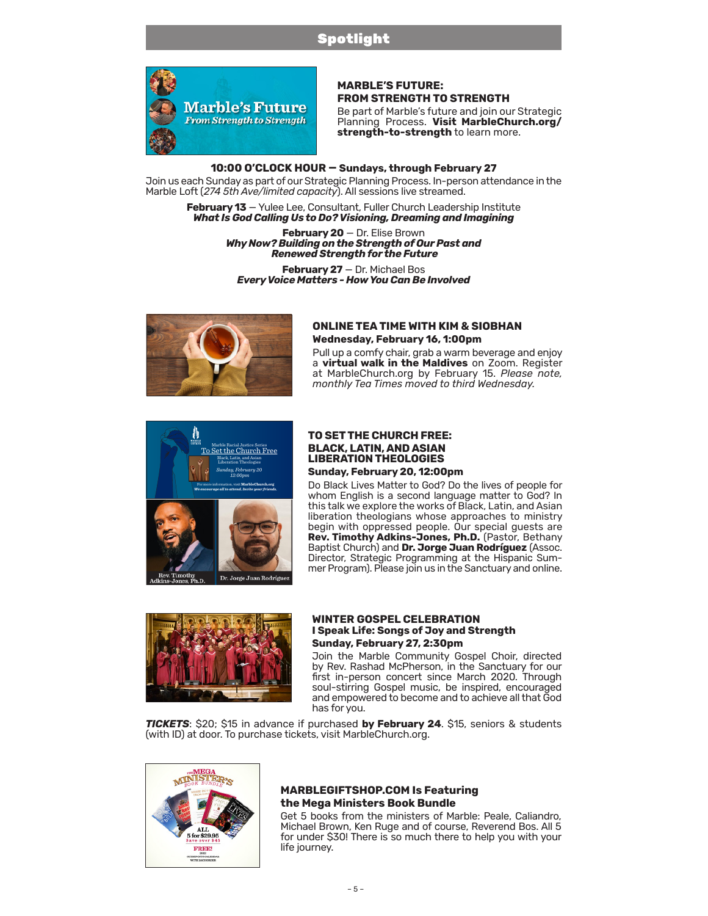# Spotlight

## MARBLE'S FUTURE: FROM STRENGTH TO STRENGTH

Be part of Marble's future and join our Strategic Planning Process. **Visit MarbleChurch.org/strength-to-strength** to learn more.

### 10:00 O'CLOCK HOUR — Sundays, through February 27

Join us each Sunday as part of our Strategic Planning Process. In-person attendance in the Marble Loft (*274 5th Ave/limited capacity*). All sessions live streamed.

**February 13** — Yulee Lee, Consultant, Fuller Church Leadership Institute
***What Is God Calling Us to Do? Visioning, Dreaming and Imagining***

**February 20** — Dr. Elise Brown
***Why Now? Building on the Strength of Our Past and Renewed Strength for the Future***

**February 27** — Dr. Michael Bos
***Every Voice Matters - How You Can Be Involved***

## ONLINE TEA TIME WITH KIM & SIOBHAN

**Wednesday, February 16, 1:00pm**

Pull up a comfy chair, grab a warm beverage and enjoy a **virtual walk in the Maldives** on Zoom. Register at MarbleChurch.org by February 15. *Please note, monthly Tea Times moved to third Wednesday.*

## TO SET THE CHURCH FREE: BLACK, LATIN, AND ASIAN LIBERATION THEOLOGIES

**Sunday, February 20, 12:00pm**

Do Black Lives Matter to God? Do the lives of people for whom English is a second language matter to God? In this talk we explore the works of Black, Latin, and Asian liberation theologians whose approaches to ministry begin with oppressed people. Our special guests are **Rev. Timothy Adkins-Jones, Ph.D.** (Pastor, Bethany Baptist Church) and **Dr. Jorge Juan Rodríguez** (Assoc. Director, Strategic Programming at the Hispanic Summer Program). Please join us in the Sanctuary and online.

## WINTER GOSPEL CELEBRATION

**I Speak Life: Songs of Joy and Strength**

**Sunday, February 27, 2:30pm**

Join the Marble Community Gospel Choir, directed by Rev. Rashad McPherson, in the Sanctuary for our first in-person concert since March 2020. Through soul-stirring Gospel music, be inspired, encouraged and empowered to become and to achieve all that God has for you.

***TICKETS***: $20; $15 in advance if purchased **by February 24**. $15, seniors & students (with ID) at door. To purchase tickets, visit MarbleChurch.org.

## MARBLEGIFTSHOP.COM Is Featuring the Mega Ministers Book Bundle

Get 5 books from the ministers of Marble: Peale, Caliandro, Michael Brown, Ken Ruge and of course, Reverend Bos. All 5 for under $30! There is so much there to help you with your life journey.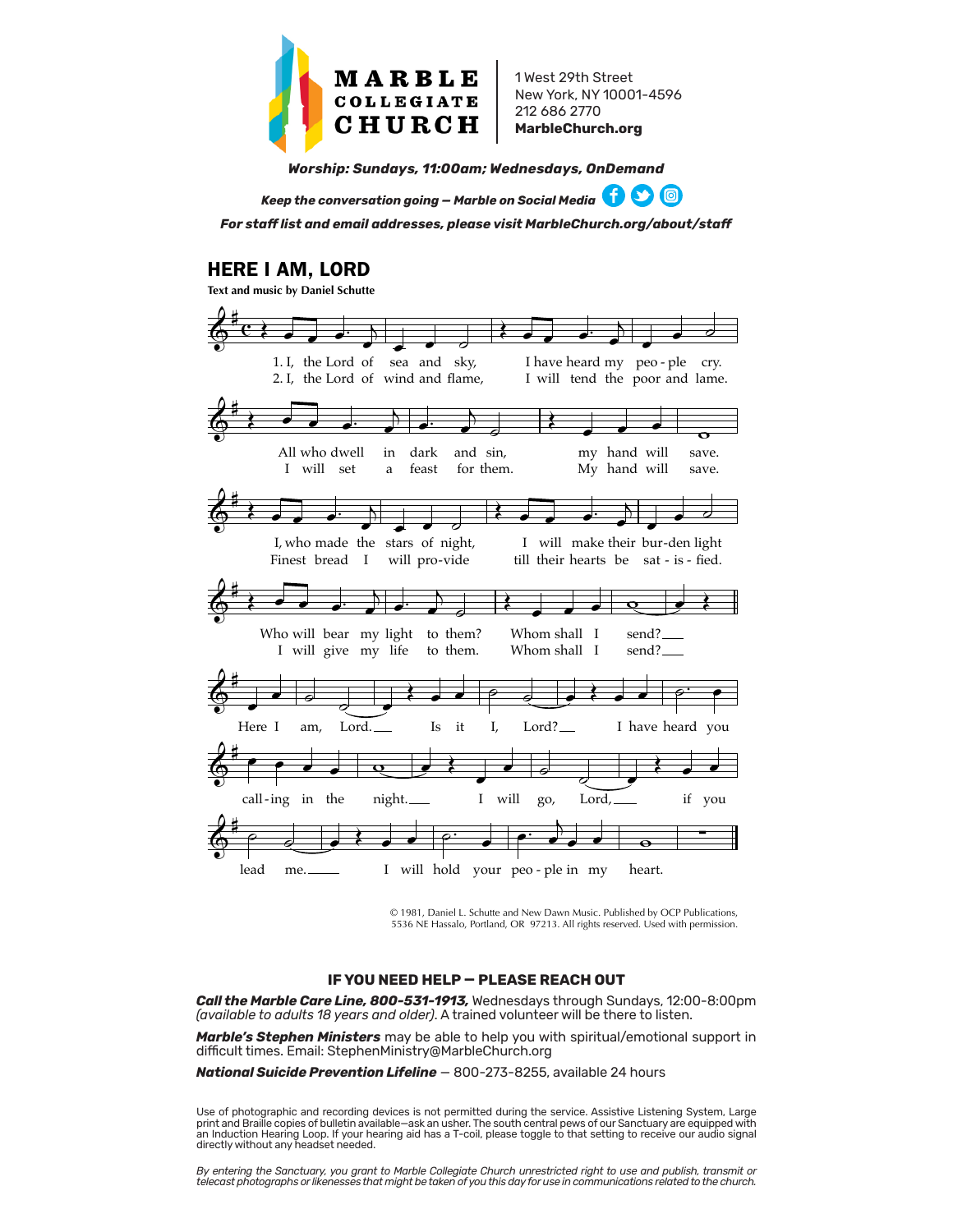**MARBLE COLLEGIATE CHURCH**

1 West 29th Street
New York, NY 10001-4596
212 686 2770
**MarbleChurch.org**

***Worship: Sundays, 11:00am; Wednesdays, OnDemand***

***Keep the conversation going – Marble on Social Media***

***For staff list and email addresses, please visit MarbleChurch.org/about/staff***

## HERE I AM, LORD

**Text and music by Daniel Schutte**

1. I, the Lord of sea and sky, I have heard my peo-ple cry. All who dwell in dark and sin, my hand will save. I, who made the stars of night, I will make their bur-den light. Who will bear my light to them? Whom shall I send?

2. I, the Lord of wind and flame, I will tend the poor and lame. I will set a feast for them. My hand will save. Finest bread I will pro-vide till their hearts be sat-is-fied. I will give my life to them. Whom shall I send?

Here I am, Lord. Is it I, Lord? I have heard you call-ing in the night. I will go, Lord, if you lead me. I will hold your peo-ple in my heart.

© 1981, Daniel L. Schutte and New Dawn Music. Published by OCP Publications, 5536 NE Hassalo, Portland, OR 97213. All rights reserved. Used with permission.

### IF YOU NEED HELP — PLEASE REACH OUT

***Call the Marble Care Line, 800-531-1913,*** Wednesdays through Sundays, 12:00-8:00pm *(available to adults 18 years and older)*. A trained volunteer will be there to listen.

***Marble's Stephen Ministers*** may be able to help you with spiritual/emotional support in difficult times. Email: StephenMinistry@MarbleChurch.org

***National Suicide Prevention Lifeline*** — 800-273-8255, available 24 hours

Use of photographic and recording devices is not permitted during the service. Assistive Listening System, Large print and Braille copies of bulletin available—ask an usher. The south central pews of our Sanctuary are equipped with an Induction Hearing Loop. If your hearing aid has a T-coil, please toggle to that setting to receive our audio signal directly without any headset needed.

*By entering the Sanctuary, you grant to Marble Collegiate Church unrestricted right to use and publish, transmit or telecast photographs or likenesses that might be taken of you this day for use in communications related to the church.*